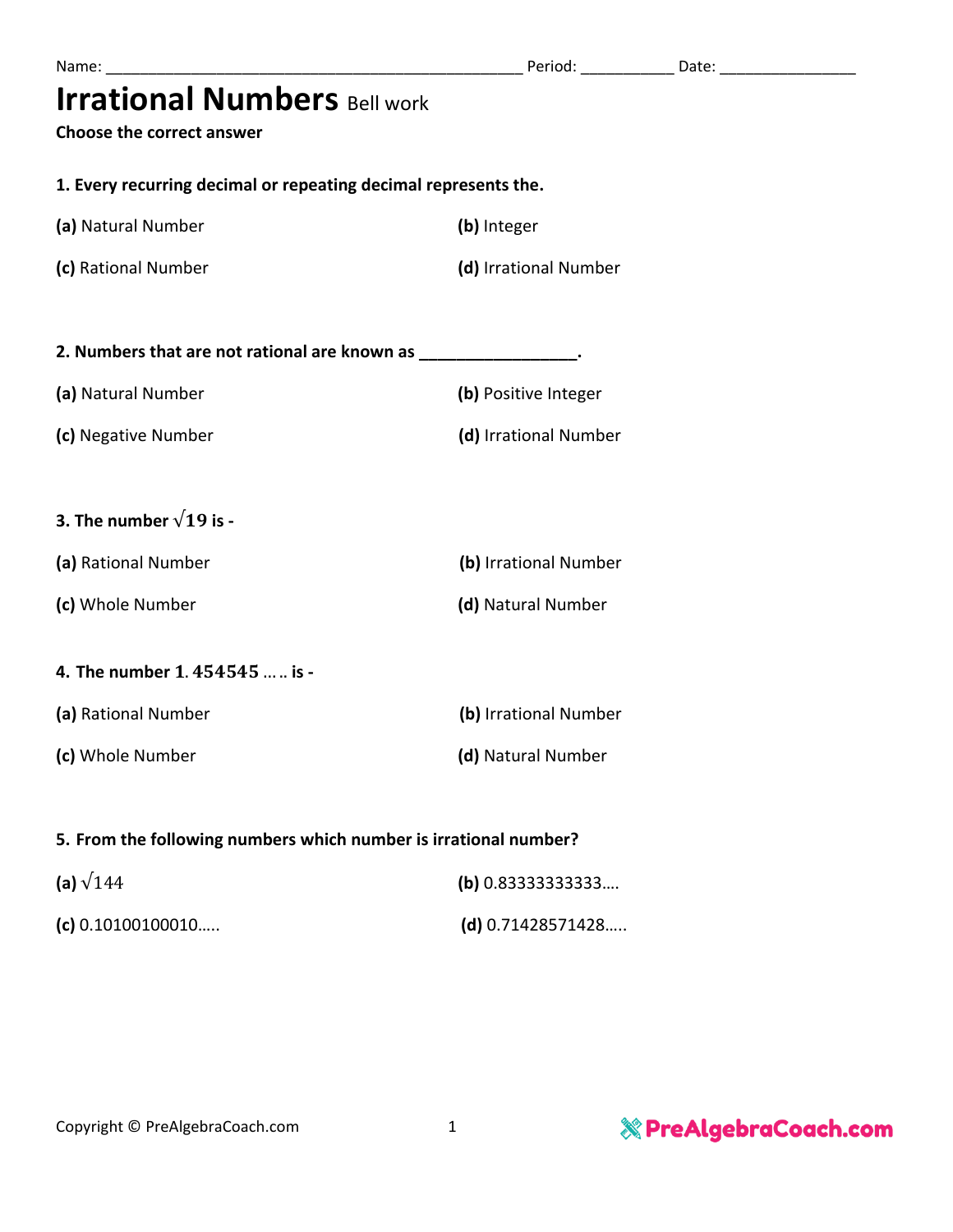Name: ______________________________________________ Period: __________ Date: _______________

# Irrational Numbers Bell work

**Choose the correct answer**

**1. Every recurring decimal or repeating decimal represents the.**

**(a)** Natural Number

**(b)** Integer

**(c)** Rational Number

**(d)** Irrational Number

**2. Numbers that are not rational are known as _________________.**

**(a)** Natural Number

**(b)** Positive Integer

**(c)** Negative Number

**(d)** Irrational Number

**3. The number $\sqrt{19}$ is -**

**(a)** Rational Number

**(b)** Irrational Number

**(c)** Whole Number

**(d)** Natural Number

**4. The number $1.454545$ ….. is -**

**(a)** Rational Number

**(b)** Irrational Number

**(c)** Whole Number

**(d)** Natural Number

**5. From the following numbers which number is irrational number?**

**(a)** $\sqrt{144}$

**(b)** 0.83333333333….

**(c)** 0.10100100010…..

**(d)** 0.71428571428…..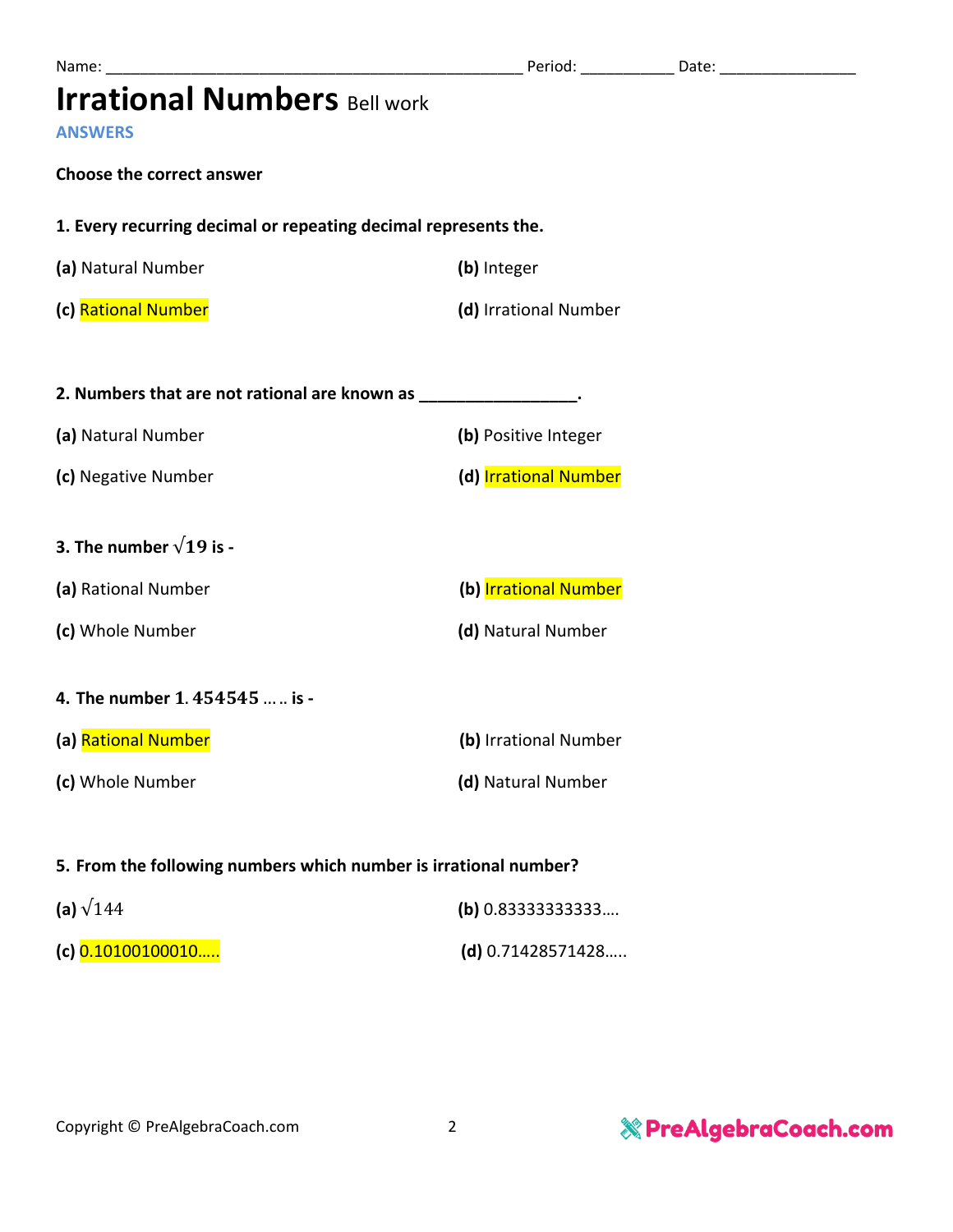Name: ______________________________________________ Period: __________ Date: _______________

# Irrational Numbers Bell work

**ANSWERS**

**Choose the correct answer**

**1. Every recurring decimal or repeating decimal represents the.**

**(a)** Natural Number
**(b)** Integer
**(c)** Rational Number
**(d)** Irrational Number

**2. Numbers that are not rational are known as _________________.**

**(a)** Natural Number
**(b)** Positive Integer
**(c)** Negative Number
**(d)** Irrational Number

**3. The number $\sqrt{19}$ is -**

**(a)** Rational Number
**(b)** Irrational Number
**(c)** Whole Number
**(d)** Natural Number

**4. The number $1.454545 \ldots\ldots$ is -**

**(a)** Rational Number
**(b)** Irrational Number
**(c)** Whole Number
**(d)** Natural Number

**5. From the following numbers which number is irrational number?**

**(a)** $\sqrt{144}$
**(b)** 0.83333333333….
**(c)** 0.10100100010…..
**(d)** 0.71428571428…..

Copyright © PreAlgebraCoach.com